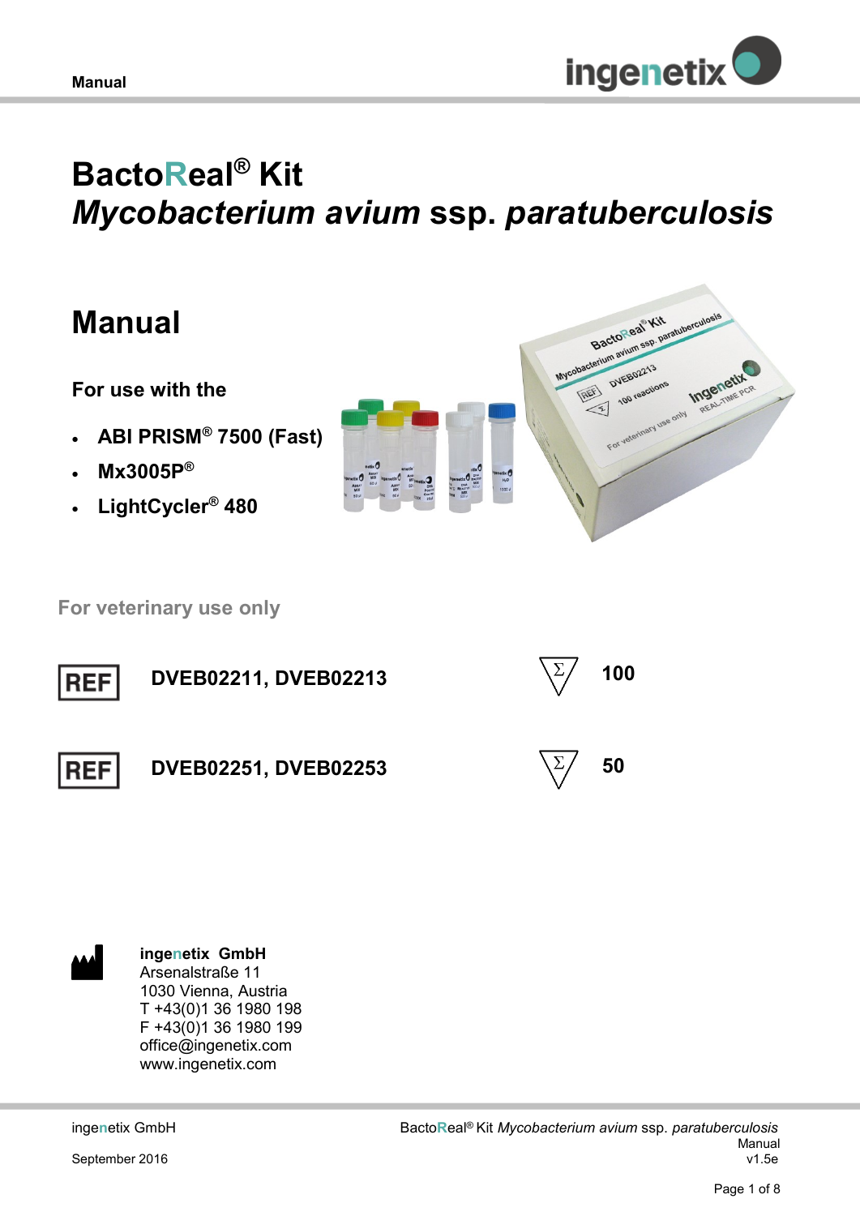# BactoReal® Kit
# *Mycobacterium avium* ssp. *paratuberculosis*

## Manual

**For use with the**

- **ABI PRISM® 7500 (Fast)**
- **Mx3005P®**
- **LightCycler® 480**

**For veterinary use only**

| | | | |
|---|---|---|---|
| REF | **DVEB02211, DVEB02213** | Σ | **100** |
| REF | **DVEB02251, DVEB02253** | Σ | **50** |

**ingenetix GmbH**
Arsenalstraße 11
1030 Vienna, Austria
T +43(0)1 36 1980 198
F +43(0)1 36 1980 199
office@ingenetix.com
www.ingenetix.com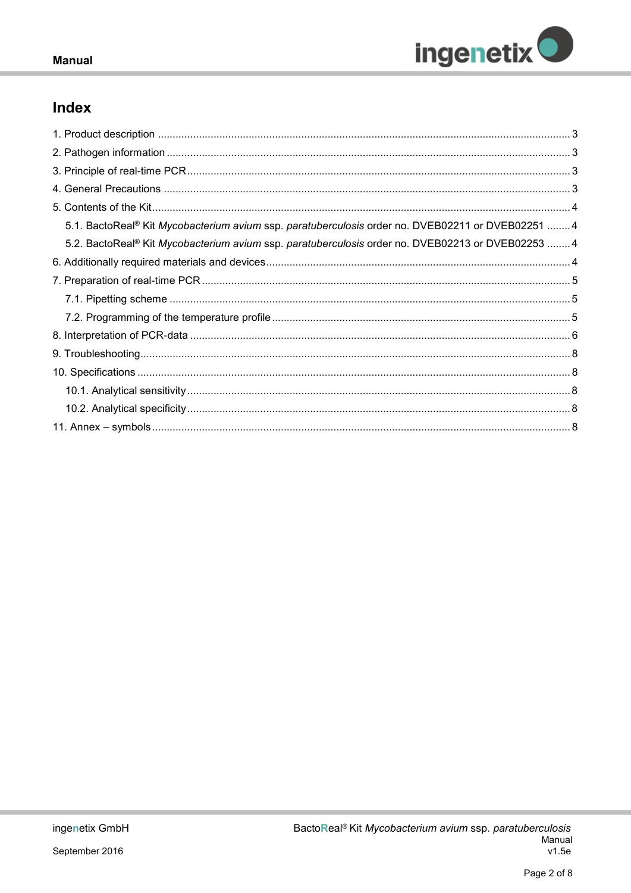# Index

1. Product description ........................................................................................................................... 3
2. Pathogen information ........................................................................................................................ 3
3. Principle of real-time PCR ................................................................................................................. 3
4. General Precautions ......................................................................................................................... 3
5. Contents of the Kit ............................................................................................................................. 4
   - 5.1. BactoReal® Kit *Mycobacterium avium* ssp. *paratuberculosis* order no. DVEB02211 or DVEB02251 ........ 4
   - 5.2. BactoReal® Kit *Mycobacterium avium* ssp. *paratuberculosis* order no. DVEB02213 or DVEB02253 ........ 4
6. Additionally required materials and devices ....................................................................................... 4
7. Preparation of real-time PCR ............................................................................................................ 5
   - 7.1. Pipetting scheme ....................................................................................................................... 5
   - 7.2. Programming of the temperature profile .................................................................................... 5
8. Interpretation of PCR-data ................................................................................................................ 6
9. Troubleshooting ................................................................................................................................. 8
10. Specifications .................................................................................................................................. 8
    - 10.1. Analytical sensitivity ................................................................................................................. 8
    - 10.2. Analytical specificity ................................................................................................................. 8
11. Annex – symbols ............................................................................................................................. 8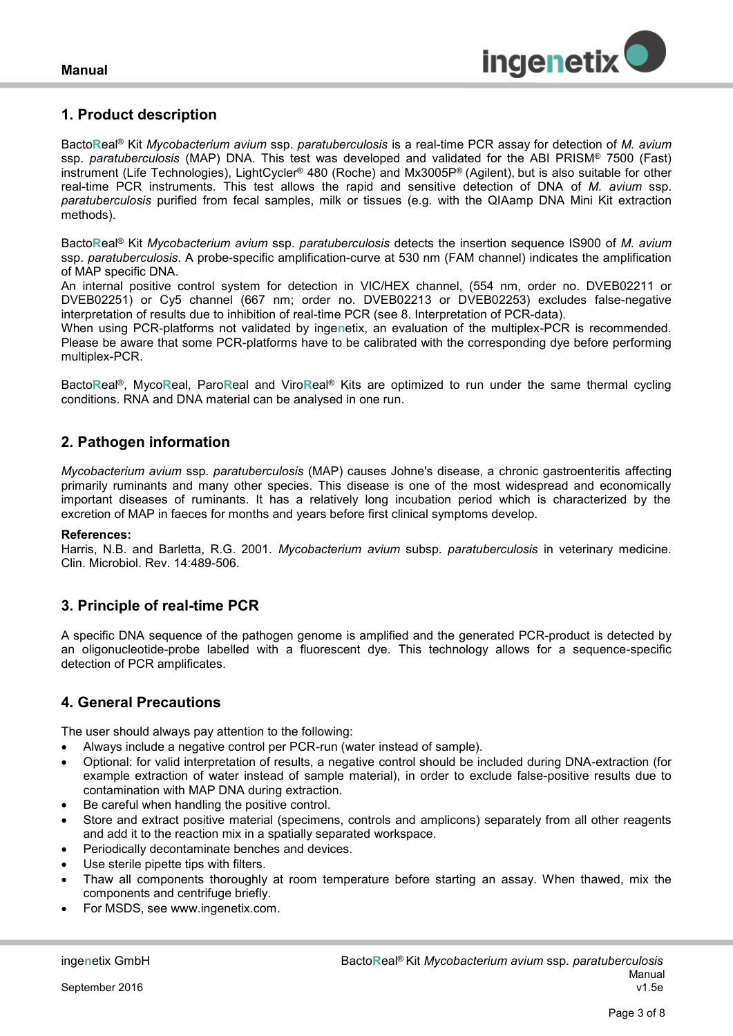## 1. Product description

BactoReal® Kit *Mycobacterium avium* ssp. *paratuberculosis* is a real-time PCR assay for detection of *M. avium* ssp. *paratuberculosis* (MAP) DNA. This test was developed and validated for the ABI PRISM® 7500 (Fast) instrument (Life Technologies), LightCycler® 480 (Roche) and Mx3005P® (Agilent), but is also suitable for other real-time PCR instruments. This test allows the rapid and sensitive detection of DNA of *M. avium* ssp. *paratuberculosis* purified from fecal samples, milk or tissues (e.g. with the QIAamp DNA Mini Kit extraction methods).

BactoReal® Kit *Mycobacterium avium* ssp. *paratuberculosis* detects the insertion sequence IS900 of *M. avium* ssp. *paratuberculosis*. A probe-specific amplification-curve at 530 nm (FAM channel) indicates the amplification of MAP specific DNA.
An internal positive control system for detection in VIC/HEX channel, (554 nm, order no. DVEB02211 or DVEB02251) or Cy5 channel (667 nm; order no. DVEB02213 or DVEB02253) excludes false-negative interpretation of results due to inhibition of real-time PCR (see 8. Interpretation of PCR-data).
When using PCR-platforms not validated by ingenetix, an evaluation of the multiplex-PCR is recommended. Please be aware that some PCR-platforms have to be calibrated with the corresponding dye before performing multiplex-PCR.

BactoReal®, MycoReal, ParoReal and ViroReal® Kits are optimized to run under the same thermal cycling conditions. RNA and DNA material can be analysed in one run.

## 2. Pathogen information

*Mycobacterium avium* ssp. *paratuberculosis* (MAP) causes Johne's disease, a chronic gastroenteritis affecting primarily ruminants and many other species. This disease is one of the most widespread and economically important diseases of ruminants. It has a relatively long incubation period which is characterized by the excretion of MAP in faeces for months and years before first clinical symptoms develop.

**References:**
Harris, N.B. and Barletta, R.G. 2001. *Mycobacterium avium* subsp. *paratuberculosis* in veterinary medicine. Clin. Microbiol. Rev. 14:489-506.

## 3. Principle of real-time PCR

A specific DNA sequence of the pathogen genome is amplified and the generated PCR-product is detected by an oligonucleotide-probe labelled with a fluorescent dye. This technology allows for a sequence-specific detection of PCR amplificates.

## 4. General Precautions

The user should always pay attention to the following:

- Always include a negative control per PCR-run (water instead of sample).
- Optional: for valid interpretation of results, a negative control should be included during DNA-extraction (for example extraction of water instead of sample material), in order to exclude false-positive results due to contamination with MAP DNA during extraction.
- Be careful when handling the positive control.
- Store and extract positive material (specimens, controls and amplicons) separately from all other reagents and add it to the reaction mix in a spatially separated workspace.
- Periodically decontaminate benches and devices.
- Use sterile pipette tips with filters.
- Thaw all components thoroughly at room temperature before starting an assay. When thawed, mix the components and centrifuge briefly.
- For MSDS, see www.ingenetix.com.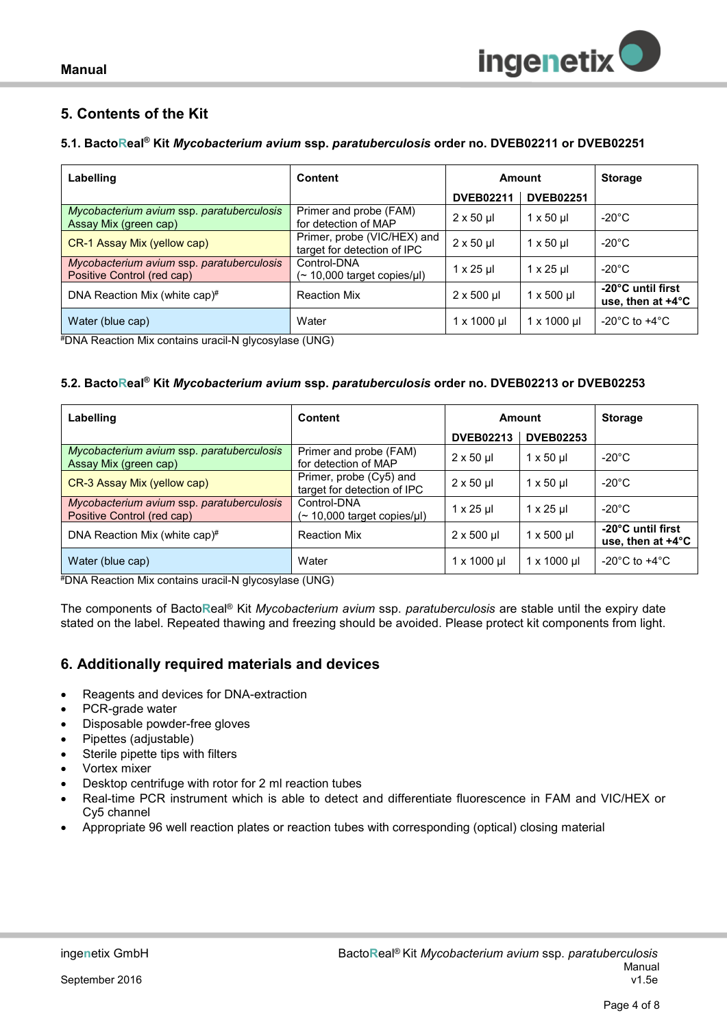## 5. Contents of the Kit

### 5.1. BactoReal® Kit *Mycobacterium avium* ssp. *paratuberculosis* order no. DVEB02211 or DVEB02251

| Labelling | Content | Amount | | Storage |
|---|---|---|---|---|
| | | DVEB02211 | DVEB02251 | |
| *Mycobacterium avium* ssp. *paratuberculosis* Assay Mix (green cap) | Primer and probe (FAM) for detection of MAP | 2 x 50 µl | 1 x 50 µl | -20°C |
| CR-1 Assay Mix (yellow cap) | Primer, probe (VIC/HEX) and target for detection of IPC | 2 x 50 µl | 1 x 50 µl | -20°C |
| *Mycobacterium avium* ssp. *paratuberculosis* Positive Control (red cap) | Control-DNA (~ 10,000 target copies/µl) | 1 x 25 µl | 1 x 25 µl | -20°C |
| DNA Reaction Mix (white cap)# | Reaction Mix | 2 x 500 µl | 1 x 500 µl | **-20°C until first use, then at +4°C** |
| Water (blue cap) | Water | 1 x 1000 µl | 1 x 1000 µl | -20°C to +4°C |

#DNA Reaction Mix contains uracil-N glycosylase (UNG)

### 5.2. BactoReal® Kit *Mycobacterium avium* ssp. *paratuberculosis* order no. DVEB02213 or DVEB02253

| Labelling | Content | Amount | | Storage |
|---|---|---|---|---|
| | | DVEB02213 | DVEB02253 | |
| *Mycobacterium avium* ssp. *paratuberculosis* Assay Mix (green cap) | Primer and probe (FAM) for detection of MAP | 2 x 50 µl | 1 x 50 µl | -20°C |
| CR-3 Assay Mix (yellow cap) | Primer, probe (Cy5) and target for detection of IPC | 2 x 50 µl | 1 x 50 µl | -20°C |
| *Mycobacterium avium* ssp. *paratuberculosis* Positive Control (red cap) | Control-DNA (~ 10,000 target copies/µl) | 1 x 25 µl | 1 x 25 µl | -20°C |
| DNA Reaction Mix (white cap)# | Reaction Mix | 2 x 500 µl | 1 x 500 µl | **-20°C until first use, then at +4°C** |
| Water (blue cap) | Water | 1 x 1000 µl | 1 x 1000 µl | -20°C to +4°C |

#DNA Reaction Mix contains uracil-N glycosylase (UNG)

The components of BactoReal® Kit *Mycobacterium avium* ssp. *paratuberculosis* are stable until the expiry date stated on the label. Repeated thawing and freezing should be avoided. Please protect kit components from light.

## 6. Additionally required materials and devices

- Reagents and devices for DNA-extraction
- PCR-grade water
- Disposable powder-free gloves
- Pipettes (adjustable)
- Sterile pipette tips with filters
- Vortex mixer
- Desktop centrifuge with rotor for 2 ml reaction tubes
- Real-time PCR instrument which is able to detect and differentiate fluorescence in FAM and VIC/HEX or Cy5 channel
- Appropriate 96 well reaction plates or reaction tubes with corresponding (optical) closing material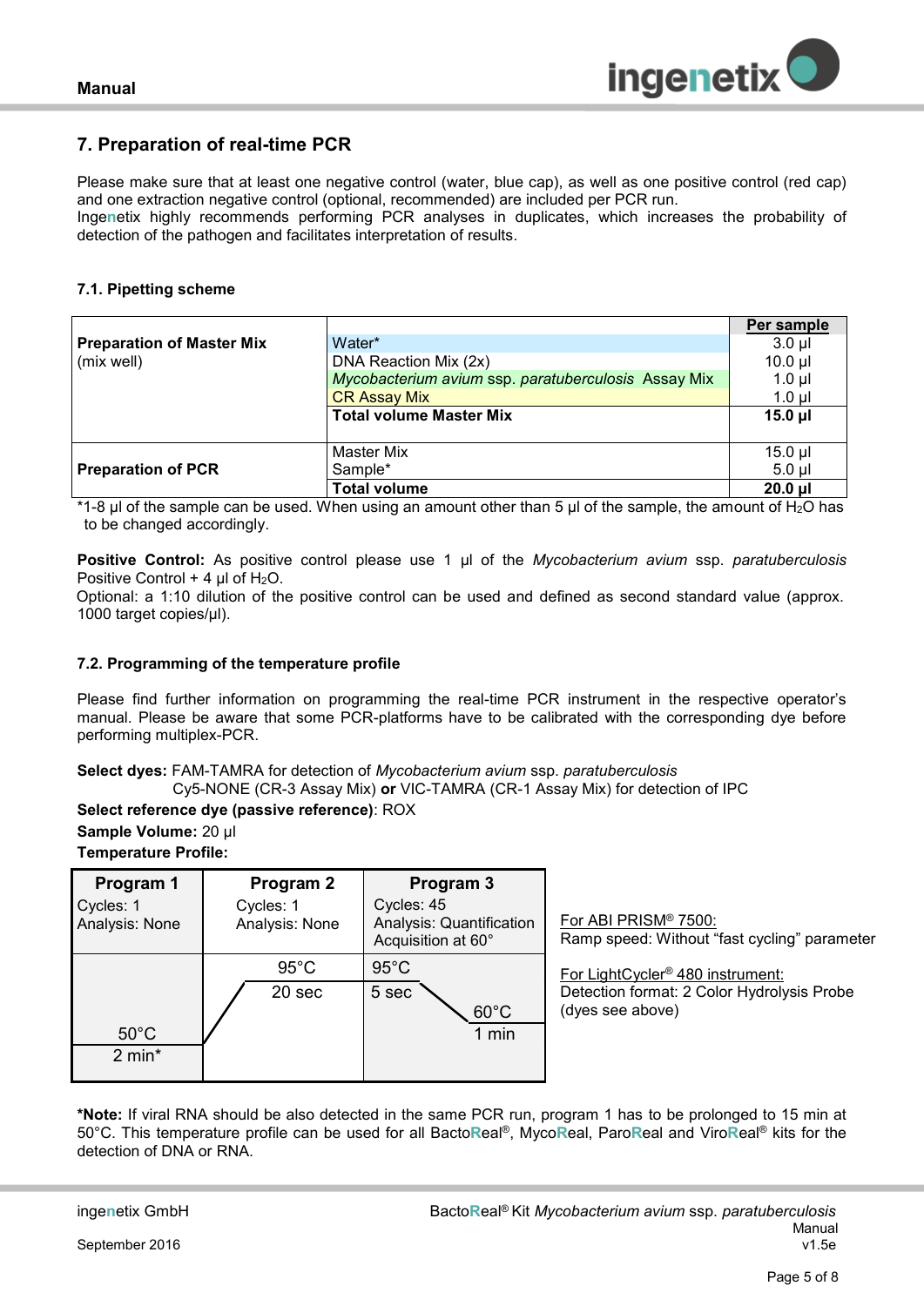## 7. Preparation of real-time PCR

Please make sure that at least one negative control (water, blue cap), as well as one positive control (red cap) and one extraction negative control (optional, recommended) are included per PCR run.
Ingenetix highly recommends performing PCR analyses in duplicates, which increases the probability of detection of the pathogen and facilitates interpretation of results.

### 7.1. Pipetting scheme

| | | Per sample |
|---|---|---|
| **Preparation of Master Mix** (mix well) | Water* | 3.0 µl |
| | DNA Reaction Mix (2x) | 10.0 µl |
| | *Mycobacterium avium* ssp. *paratuberculosis* Assay Mix | 1.0 µl |
| | CR Assay Mix | 1.0 µl |
| | **Total volume Master Mix** | **15.0 µl** |
| **Preparation of PCR** | Master Mix | 15.0 µl |
| | Sample* | 5.0 µl |
| | **Total volume** | **20.0 µl** |

*1-8 µl of the sample can be used. When using an amount other than 5 µl of the sample, the amount of $H_2O$ has to be changed accordingly.

**Positive Control:** As positive control please use 1 µl of the *Mycobacterium avium* ssp. *paratuberculosis* Positive Control + 4 µl of $H_2O$.
Optional: a 1:10 dilution of the positive control can be used and defined as second standard value (approx. 1000 target copies/µl).

### 7.2. Programming of the temperature profile

Please find further information on programming the real-time PCR instrument in the respective operator's manual. Please be aware that some PCR-platforms have to be calibrated with the corresponding dye before performing multiplex-PCR.

**Select dyes:** FAM-TAMRA for detection of *Mycobacterium avium* ssp. *paratuberculosis*
Cy5-NONE (CR-3 Assay Mix) **or** VIC-TAMRA (CR-1 Assay Mix) for detection of IPC
**Select reference dye (passive reference)**: ROX
**Sample Volume:** 20 µl
**Temperature Profile:**

| Program 1 | Program 2 | Program 3 |
|---|---|---|
| Cycles: 1<br>Analysis: None | Cycles: 1<br>Analysis: None | Cycles: 45<br>Analysis: Quantification<br>Acquisition at 60° |
| 50°C<br>2 min* | 95°C<br>20 sec | 95°C<br>5 sec<br>60°C<br>1 min |

For ABI PRISM® 7500:
Ramp speed: Without "fast cycling" parameter

For LightCycler® 480 instrument:
Detection format: 2 Color Hydrolysis Probe (dyes see above)

***Note:** If viral RNA should be also detected in the same PCR run, program 1 has to be prolonged to 15 min at 50°C. This temperature profile can be used for all BactoReal®, MycoReal, ParoReal and ViroReal® kits for the detection of DNA or RNA.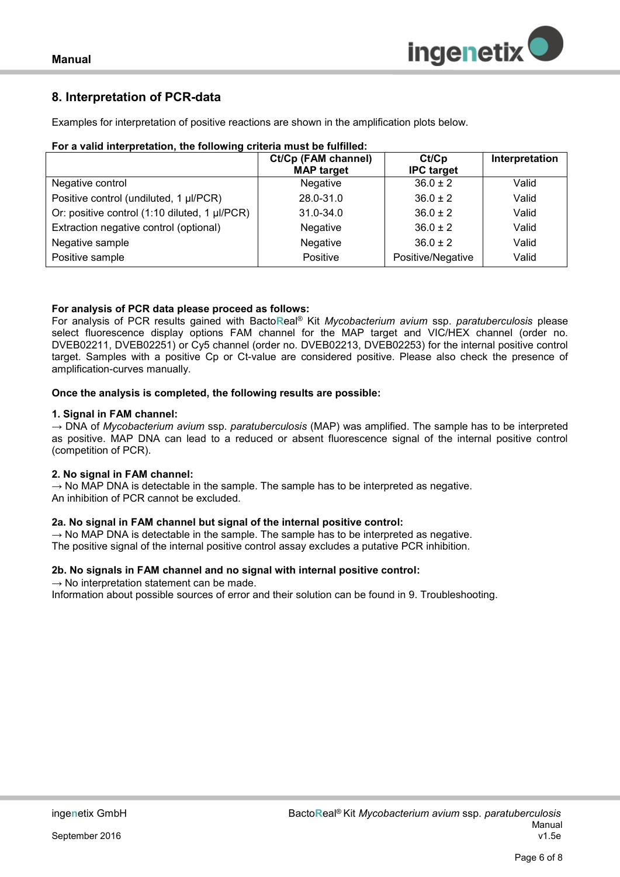## 8. Interpretation of PCR-data

Examples for interpretation of positive reactions are shown in the amplification plots below.

**For a valid interpretation, the following criteria must be fulfilled:**

| | Ct/Cp (FAM channel) MAP target | Ct/Cp IPC target | Interpretation |
|---|---|---|---|
| Negative control | Negative | 36.0 ± 2 | Valid |
| Positive control (undiluted, 1 µl/PCR) | 28.0-31.0 | 36.0 ± 2 | Valid |
| Or: positive control (1:10 diluted, 1 µl/PCR) | 31.0-34.0 | 36.0 ± 2 | Valid |
| Extraction negative control (optional) | Negative | 36.0 ± 2 | Valid |
| Negative sample | Negative | 36.0 ± 2 | Valid |
| Positive sample | Positive | Positive/Negative | Valid |

**For analysis of PCR data please proceed as follows:**
For analysis of PCR results gained with BactoReal® Kit *Mycobacterium avium* ssp. *paratuberculosis* please select fluorescence display options FAM channel for the MAP target and VIC/HEX channel (order no. DVEB02211, DVEB02251) or Cy5 channel (order no. DVEB02213, DVEB02253) for the internal positive control target. Samples with a positive Cp or Ct-value are considered positive. Please also check the presence of amplification-curves manually.

**Once the analysis is completed, the following results are possible:**

**1. Signal in FAM channel:**
→ DNA of *Mycobacterium avium* ssp. *paratuberculosis* (MAP) was amplified. The sample has to be interpreted as positive. MAP DNA can lead to a reduced or absent fluorescence signal of the internal positive control (competition of PCR).

**2. No signal in FAM channel:**
→ No MAP DNA is detectable in the sample. The sample has to be interpreted as negative.
An inhibition of PCR cannot be excluded.

**2a. No signal in FAM channel but signal of the internal positive control:**
→ No MAP DNA is detectable in the sample. The sample has to be interpreted as negative.
The positive signal of the internal positive control assay excludes a putative PCR inhibition.

**2b. No signals in FAM channel and no signal with internal positive control:**
→ No interpretation statement can be made.
Information about possible sources of error and their solution can be found in 9. Troubleshooting.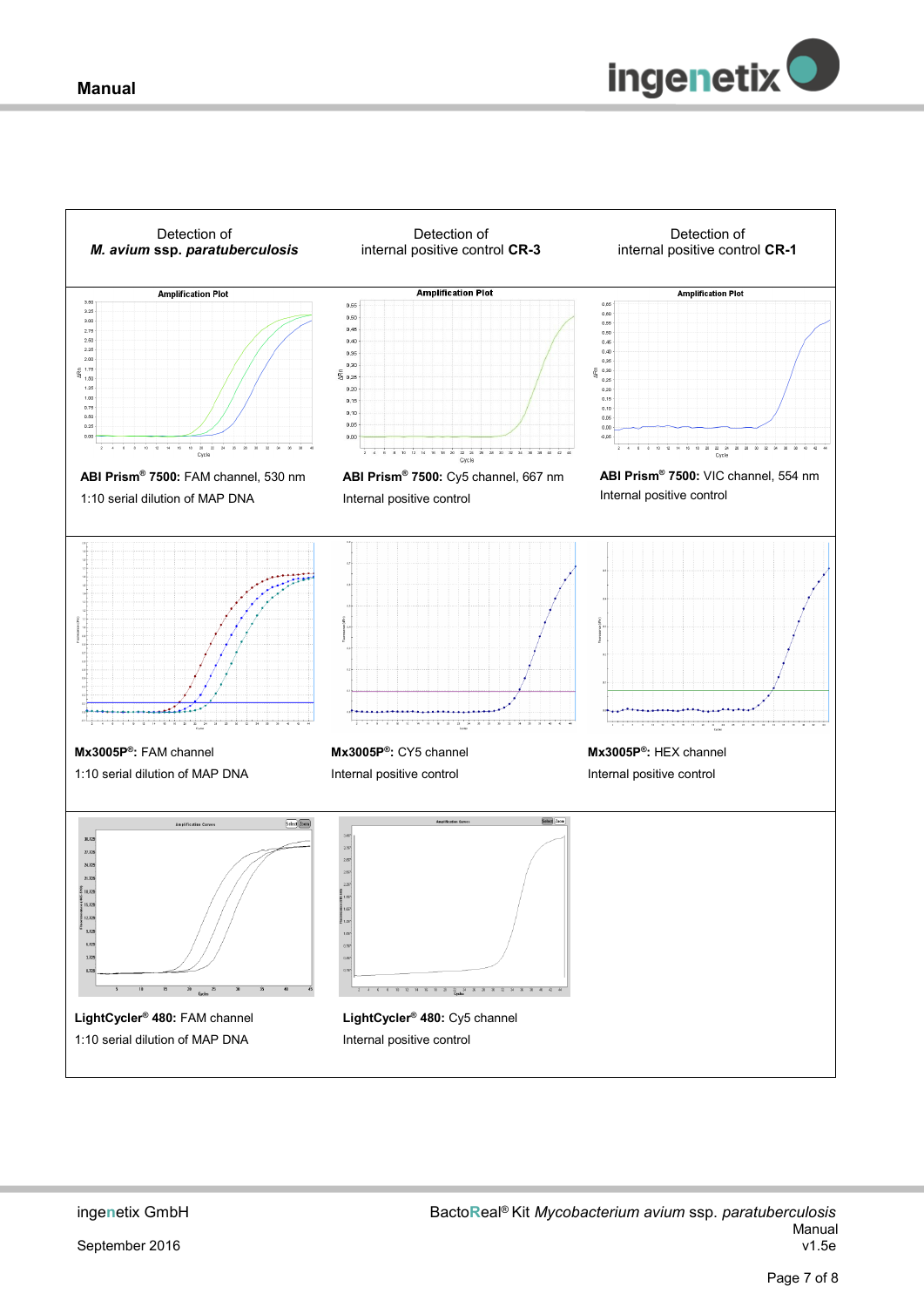| Detection of *M. avium* ssp. *paratuberculosis* | Detection of internal positive control **CR-3** | Detection of internal positive control **CR-1** |
|---|---|---|
| **ABI Prism® 7500:** FAM channel, 530 nm<br>1:10 serial dilution of MAP DNA | **ABI Prism® 7500:** Cy5 channel, 667 nm<br>Internal positive control | **ABI Prism® 7500:** VIC channel, 554 nm<br>Internal positive control |
| **Mx3005P®:** FAM channel<br>1:10 serial dilution of MAP DNA | **Mx3005P®:** CY5 channel<br>Internal positive control | **Mx3005P®:** HEX channel<br>Internal positive control |
| **LightCycler® 480:** FAM channel<br>1:10 serial dilution of MAP DNA | **LightCycler® 480:** Cy5 channel<br>Internal positive control | |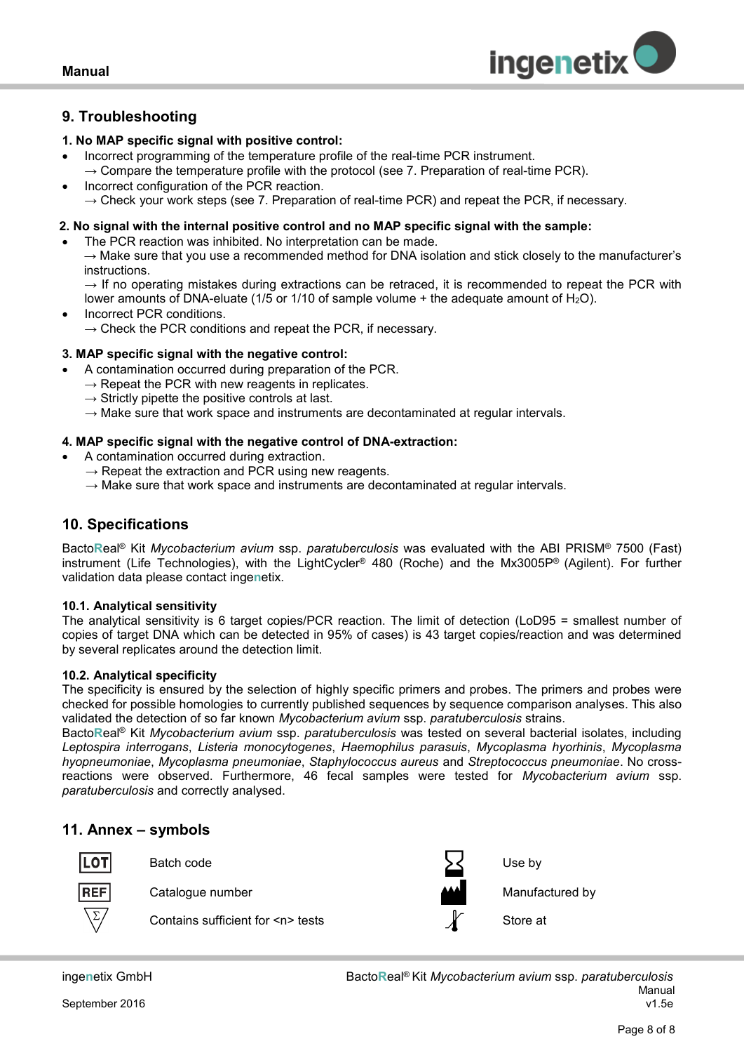## 9. Troubleshooting

**1. No MAP specific signal with positive control:**

- Incorrect programming of the temperature profile of the real-time PCR instrument.
  → Compare the temperature profile with the protocol (see 7. Preparation of real-time PCR).
- Incorrect configuration of the PCR reaction.
  → Check your work steps (see 7. Preparation of real-time PCR) and repeat the PCR, if necessary.

**2. No signal with the internal positive control and no MAP specific signal with the sample:**

- The PCR reaction was inhibited. No interpretation can be made.
  → Make sure that you use a recommended method for DNA isolation and stick closely to the manufacturer's instructions.
  → If no operating mistakes during extractions can be retraced, it is recommended to repeat the PCR with lower amounts of DNA-eluate (1/5 or 1/10 of sample volume + the adequate amount of $H_2O$).
- Incorrect PCR conditions.
  → Check the PCR conditions and repeat the PCR, if necessary.

**3. MAP specific signal with the negative control:**

- A contamination occurred during preparation of the PCR.
  → Repeat the PCR with new reagents in replicates.
  → Strictly pipette the positive controls at last.
  → Make sure that work space and instruments are decontaminated at regular intervals.

**4. MAP specific signal with the negative control of DNA-extraction:**

- A contamination occurred during extraction.
  → Repeat the extraction and PCR using new reagents.
  → Make sure that work space and instruments are decontaminated at regular intervals.

## 10. Specifications

BactoReal® Kit *Mycobacterium avium* ssp. *paratuberculosis* was evaluated with the ABI PRISM® 7500 (Fast) instrument (Life Technologies), with the LightCycler® 480 (Roche) and the Mx3005P® (Agilent). For further validation data please contact ingenetix.

### 10.1. Analytical sensitivity

The analytical sensitivity is 6 target copies/PCR reaction. The limit of detection (LoD95 = smallest number of copies of target DNA which can be detected in 95% of cases) is 43 target copies/reaction and was determined by several replicates around the detection limit.

### 10.2. Analytical specificity

The specificity is ensured by the selection of highly specific primers and probes. The primers and probes were checked for possible homologies to currently published sequences by sequence comparison analyses. This also validated the detection of so far known *Mycobacterium avium* ssp. *paratuberculosis* strains.

BactoReal® Kit *Mycobacterium avium* ssp. *paratuberculosis* was tested on several bacterial isolates, including *Leptospira interrogans*, *Listeria monocytogenes*, *Haemophilus parasuis*, *Mycoplasma hyorhinis*, *Mycoplasma hyopneumoniae*, *Mycoplasma pneumoniae*, *Staphylococcus aureus* and *Streptococcus pneumoniae*. No cross-reactions were observed. Furthermore, 46 fecal samples were tested for *Mycobacterium avium* ssp. *paratuberculosis* and correctly analysed.

## 11. Annex – symbols

| | | | |
|---|---|---|---|
| LOT | Batch code | | Use by |
| REF | Catalogue number | | Manufactured by |
| Σ | Contains sufficient for <n> tests | | Store at |